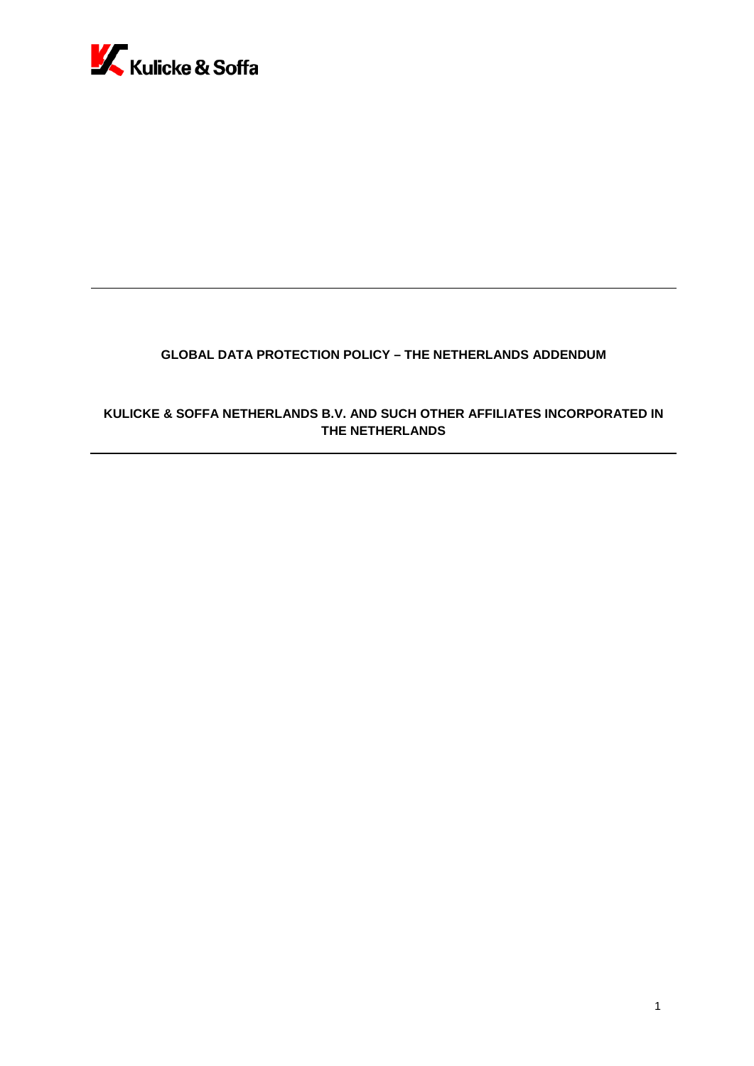Kulicke & Soffa

# GLOBAL DATA PROTECTION POLICY – THE NETHERLANDS ADDENDUM

## KULICKE & SOFFA NETHERLANDS B.V. AND SUCH OTHER AFFILIATES INCORPORATED IN THE NETHERLANDS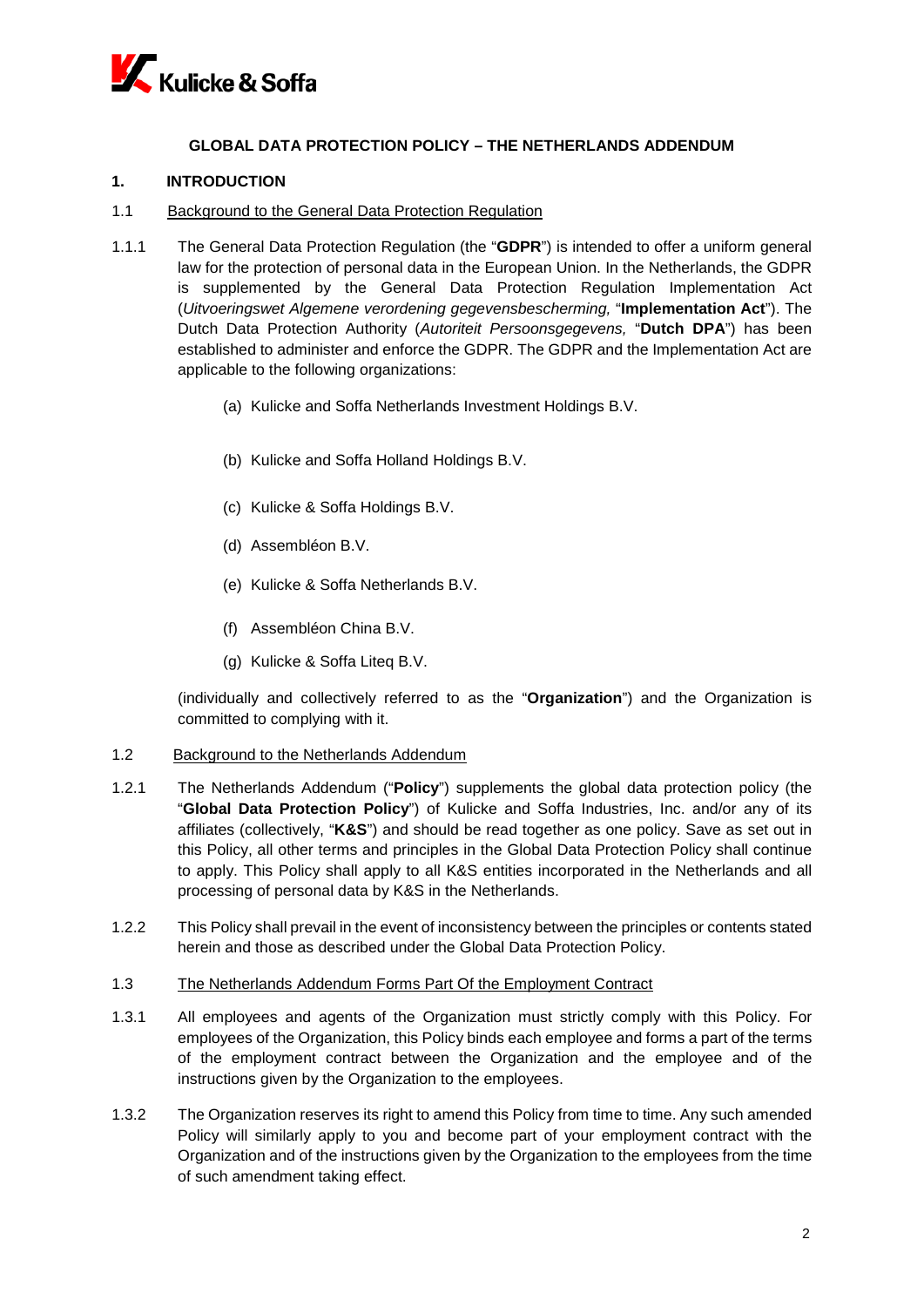## GLOBAL DATA PROTECTION POLICY – THE NETHERLANDS ADDENDUM

### 1. INTRODUCTION

1.1 Background to the General Data Protection Regulation

1.1.1 The General Data Protection Regulation (the "**GDPR**") is intended to offer a uniform general law for the protection of personal data in the European Union. In the Netherlands, the GDPR is supplemented by the General Data Protection Regulation Implementation Act (*Uitvoeringswet Algemene verordening gegevensbescherming,* "**Implementation Act**"). The Dutch Data Protection Authority (*Autoriteit Persoonsgegevens,* "**Dutch DPA**") has been established to administer and enforce the GDPR. The GDPR and the Implementation Act are applicable to the following organizations:

(a) Kulicke and Soffa Netherlands Investment Holdings B.V.

(b) Kulicke and Soffa Holland Holdings B.V.

(c) Kulicke & Soffa Holdings B.V.

(d) Assembléon B.V.

(e) Kulicke & Soffa Netherlands B.V.

(f) Assembléon China B.V.

(g) Kulicke & Soffa Liteq B.V.

(individually and collectively referred to as the "**Organization**") and the Organization is committed to complying with it.

1.2 Background to the Netherlands Addendum

1.2.1 The Netherlands Addendum ("**Policy**") supplements the global data protection policy (the "**Global Data Protection Policy**") of Kulicke and Soffa Industries, Inc. and/or any of its affiliates (collectively, "**K&S**") and should be read together as one policy. Save as set out in this Policy, all other terms and principles in the Global Data Protection Policy shall continue to apply. This Policy shall apply to all K&S entities incorporated in the Netherlands and all processing of personal data by K&S in the Netherlands.

1.2.2 This Policy shall prevail in the event of inconsistency between the principles or contents stated herein and those as described under the Global Data Protection Policy.

1.3 The Netherlands Addendum Forms Part Of the Employment Contract

1.3.1 All employees and agents of the Organization must strictly comply with this Policy. For employees of the Organization, this Policy binds each employee and forms a part of the terms of the employment contract between the Organization and the employee and of the instructions given by the Organization to the employees.

1.3.2 The Organization reserves its right to amend this Policy from time to time. Any such amended Policy will similarly apply to you and become part of your employment contract with the Organization and of the instructions given by the Organization to the employees from the time of such amendment taking effect.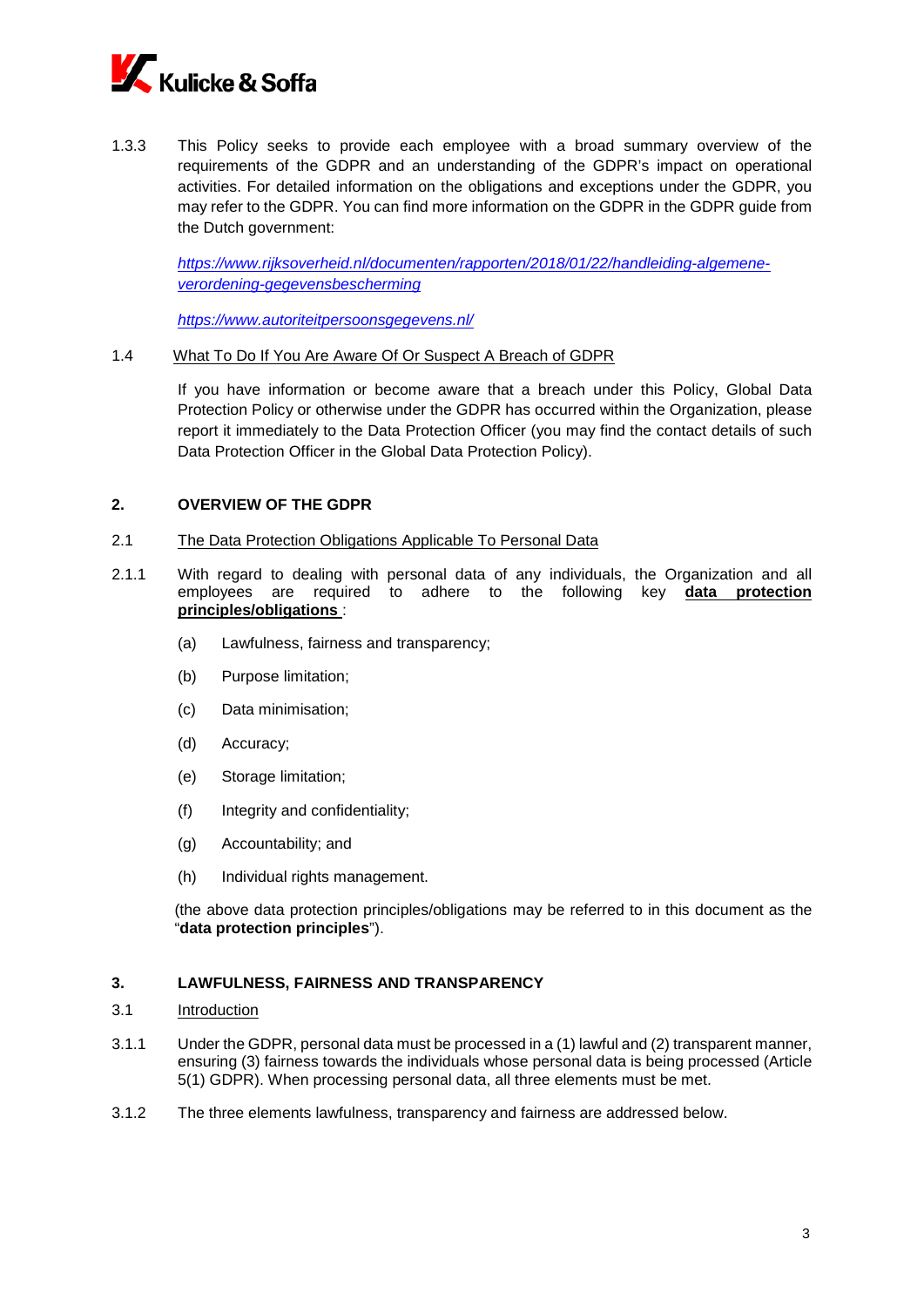1.3.3 This Policy seeks to provide each employee with a broad summary overview of the requirements of the GDPR and an understanding of the GDPR's impact on operational activities. For detailed information on the obligations and exceptions under the GDPR, you may refer to the GDPR. You can find more information on the GDPR in the GDPR guide from the Dutch government:

*https://www.rijksoverheid.nl/documenten/rapporten/2018/01/22/handleiding-algemene-verordening-gegevensbescherming*

*https://www.autoriteitpersoonsgegevens.nl/*

1.4 What To Do If You Are Aware Of Or Suspect A Breach of GDPR

If you have information or become aware that a breach under this Policy, Global Data Protection Policy or otherwise under the GDPR has occurred within the Organization, please report it immediately to the Data Protection Officer (you may find the contact details of such Data Protection Officer in the Global Data Protection Policy).

## 2. OVERVIEW OF THE GDPR

2.1 The Data Protection Obligations Applicable To Personal Data

2.1.1 With regard to dealing with personal data of any individuals, the Organization and all employees are required to adhere to the following key **data protection principles/obligations** :

(a) Lawfulness, fairness and transparency;

(b) Purpose limitation;

(c) Data minimisation;

(d) Accuracy;

(e) Storage limitation;

(f) Integrity and confidentiality;

(g) Accountability; and

(h) Individual rights management.

(the above data protection principles/obligations may be referred to in this document as the "**data protection principles**").

## 3. LAWFULNESS, FAIRNESS AND TRANSPARENCY

3.1 Introduction

3.1.1 Under the GDPR, personal data must be processed in a (1) lawful and (2) transparent manner, ensuring (3) fairness towards the individuals whose personal data is being processed (Article 5(1) GDPR). When processing personal data, all three elements must be met.

3.1.2 The three elements lawfulness, transparency and fairness are addressed below.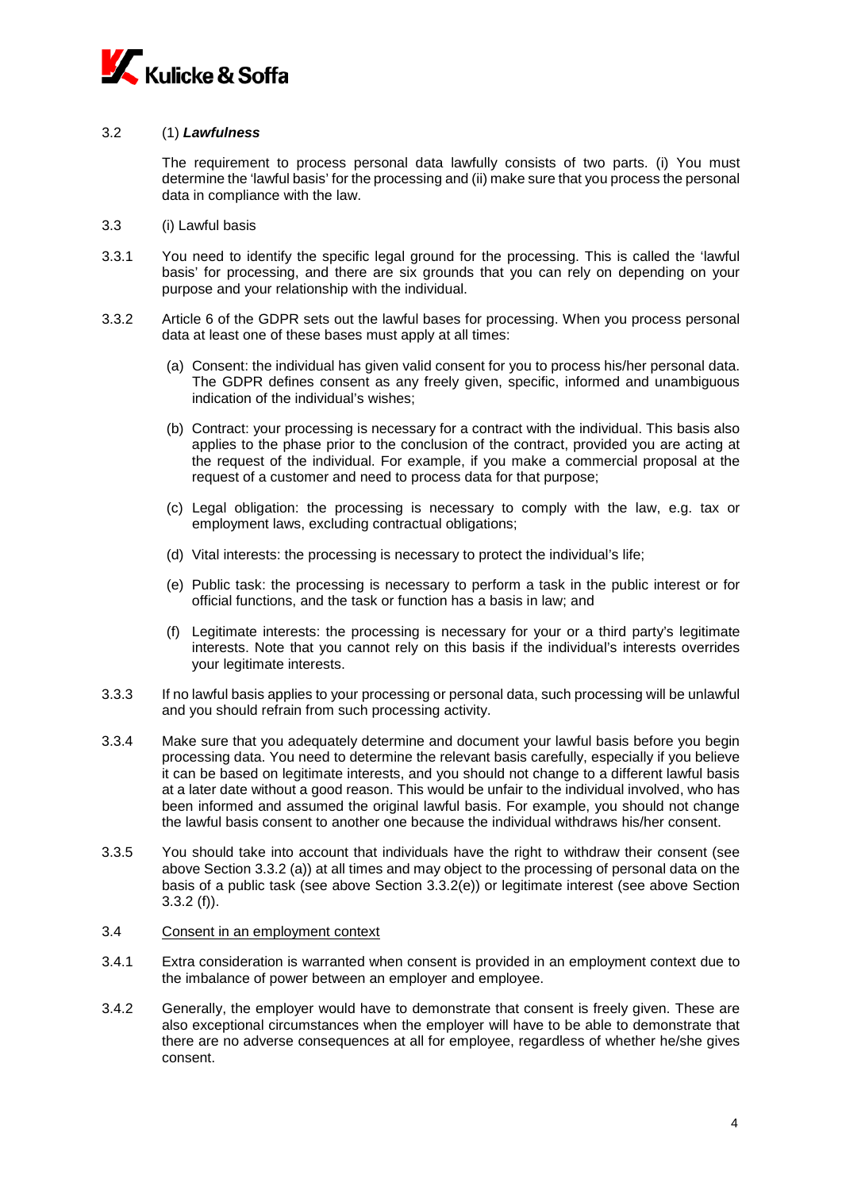3.2 (1) ***Lawfulness***

The requirement to process personal data lawfully consists of two parts. (i) You must determine the 'lawful basis' for the processing and (ii) make sure that you process the personal data in compliance with the law.

3.3 (i) Lawful basis

3.3.1 You need to identify the specific legal ground for the processing. This is called the 'lawful basis' for processing, and there are six grounds that you can rely on depending on your purpose and your relationship with the individual.

3.3.2 Article 6 of the GDPR sets out the lawful bases for processing. When you process personal data at least one of these bases must apply at all times:

(a) Consent: the individual has given valid consent for you to process his/her personal data. The GDPR defines consent as any freely given, specific, informed and unambiguous indication of the individual's wishes;

(b) Contract: your processing is necessary for a contract with the individual. This basis also applies to the phase prior to the conclusion of the contract, provided you are acting at the request of the individual. For example, if you make a commercial proposal at the request of a customer and need to process data for that purpose;

(c) Legal obligation: the processing is necessary to comply with the law, e.g. tax or employment laws, excluding contractual obligations;

(d) Vital interests: the processing is necessary to protect the individual's life;

(e) Public task: the processing is necessary to perform a task in the public interest or for official functions, and the task or function has a basis in law; and

(f) Legitimate interests: the processing is necessary for your or a third party's legitimate interests. Note that you cannot rely on this basis if the individual's interests overrides your legitimate interests.

3.3.3 If no lawful basis applies to your processing or personal data, such processing will be unlawful and you should refrain from such processing activity.

3.3.4 Make sure that you adequately determine and document your lawful basis before you begin processing data. You need to determine the relevant basis carefully, especially if you believe it can be based on legitimate interests, and you should not change to a different lawful basis at a later date without a good reason. This would be unfair to the individual involved, who has been informed and assumed the original lawful basis. For example, you should not change the lawful basis consent to another one because the individual withdraws his/her consent.

3.3.5 You should take into account that individuals have the right to withdraw their consent (see above Section 3.3.2 (a)) at all times and may object to the processing of personal data on the basis of a public task (see above Section 3.3.2(e)) or legitimate interest (see above Section 3.3.2 (f)).

3.4 <u>Consent in an employment context</u>

3.4.1 Extra consideration is warranted when consent is provided in an employment context due to the imbalance of power between an employer and employee.

3.4.2 Generally, the employer would have to demonstrate that consent is freely given. These are also exceptional circumstances when the employer will have to be able to demonstrate that there are no adverse consequences at all for employee, regardless of whether he/she gives consent.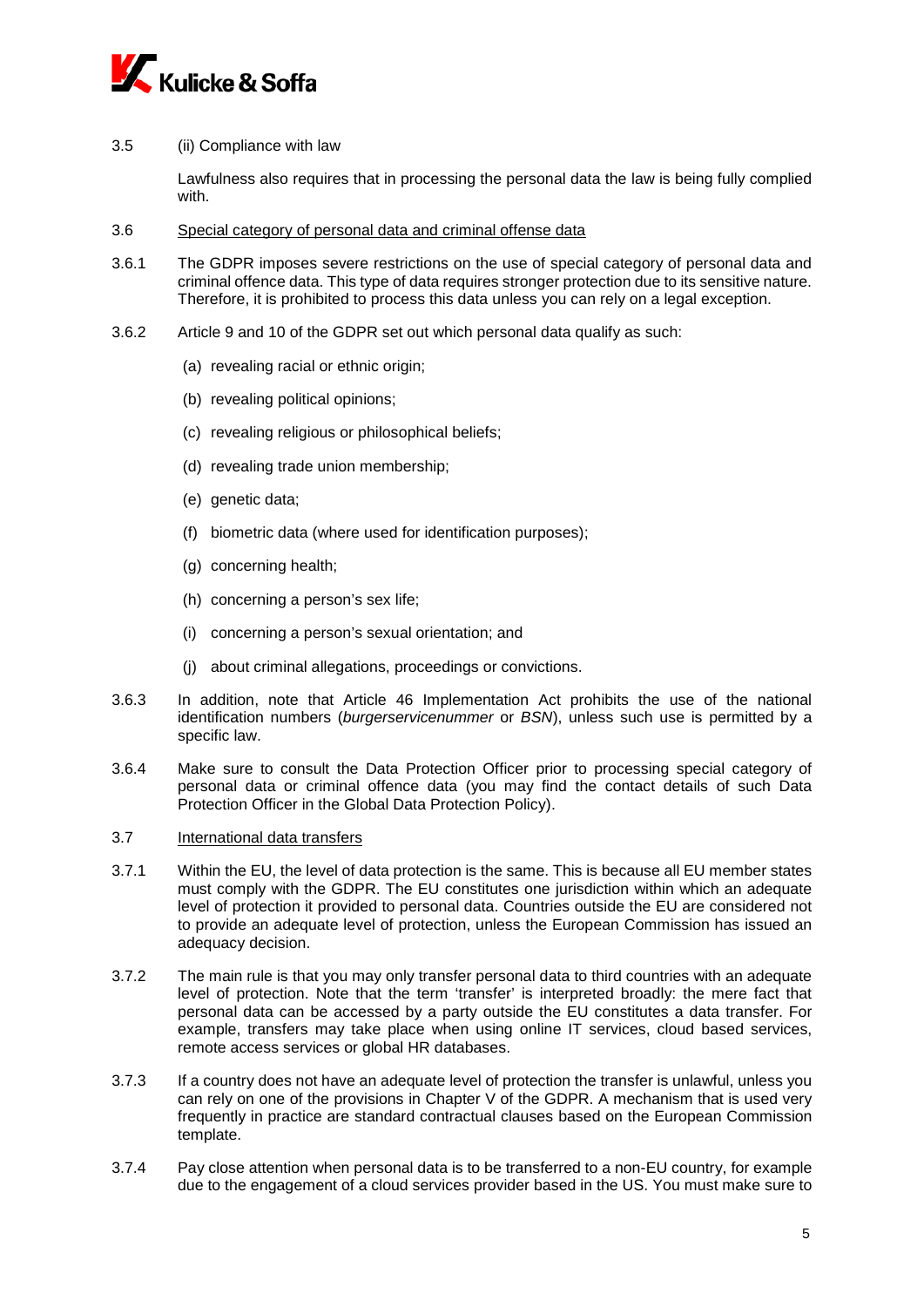3.5 (ii) Compliance with law

Lawfulness also requires that in processing the personal data the law is being fully complied with.

3.6 Special category of personal data and criminal offense data

3.6.1 The GDPR imposes severe restrictions on the use of special category of personal data and criminal offence data. This type of data requires stronger protection due to its sensitive nature. Therefore, it is prohibited to process this data unless you can rely on a legal exception.

3.6.2 Article 9 and 10 of the GDPR set out which personal data qualify as such:

(a) revealing racial or ethnic origin;

(b) revealing political opinions;

(c) revealing religious or philosophical beliefs;

(d) revealing trade union membership;

(e) genetic data;

(f) biometric data (where used for identification purposes);

(g) concerning health;

(h) concerning a person's sex life;

(i) concerning a person's sexual orientation; and

(j) about criminal allegations, proceedings or convictions.

3.6.3 In addition, note that Article 46 Implementation Act prohibits the use of the national identification numbers (*burgerservicenummer* or *BSN*), unless such use is permitted by a specific law.

3.6.4 Make sure to consult the Data Protection Officer prior to processing special category of personal data or criminal offence data (you may find the contact details of such Data Protection Officer in the Global Data Protection Policy).

3.7 International data transfers

3.7.1 Within the EU, the level of data protection is the same. This is because all EU member states must comply with the GDPR. The EU constitutes one jurisdiction within which an adequate level of protection it provided to personal data. Countries outside the EU are considered not to provide an adequate level of protection, unless the European Commission has issued an adequacy decision.

3.7.2 The main rule is that you may only transfer personal data to third countries with an adequate level of protection. Note that the term 'transfer' is interpreted broadly: the mere fact that personal data can be accessed by a party outside the EU constitutes a data transfer. For example, transfers may take place when using online IT services, cloud based services, remote access services or global HR databases.

3.7.3 If a country does not have an adequate level of protection the transfer is unlawful, unless you can rely on one of the provisions in Chapter V of the GDPR. A mechanism that is used very frequently in practice are standard contractual clauses based on the European Commission template.

3.7.4 Pay close attention when personal data is to be transferred to a non-EU country, for example due to the engagement of a cloud services provider based in the US. You must make sure to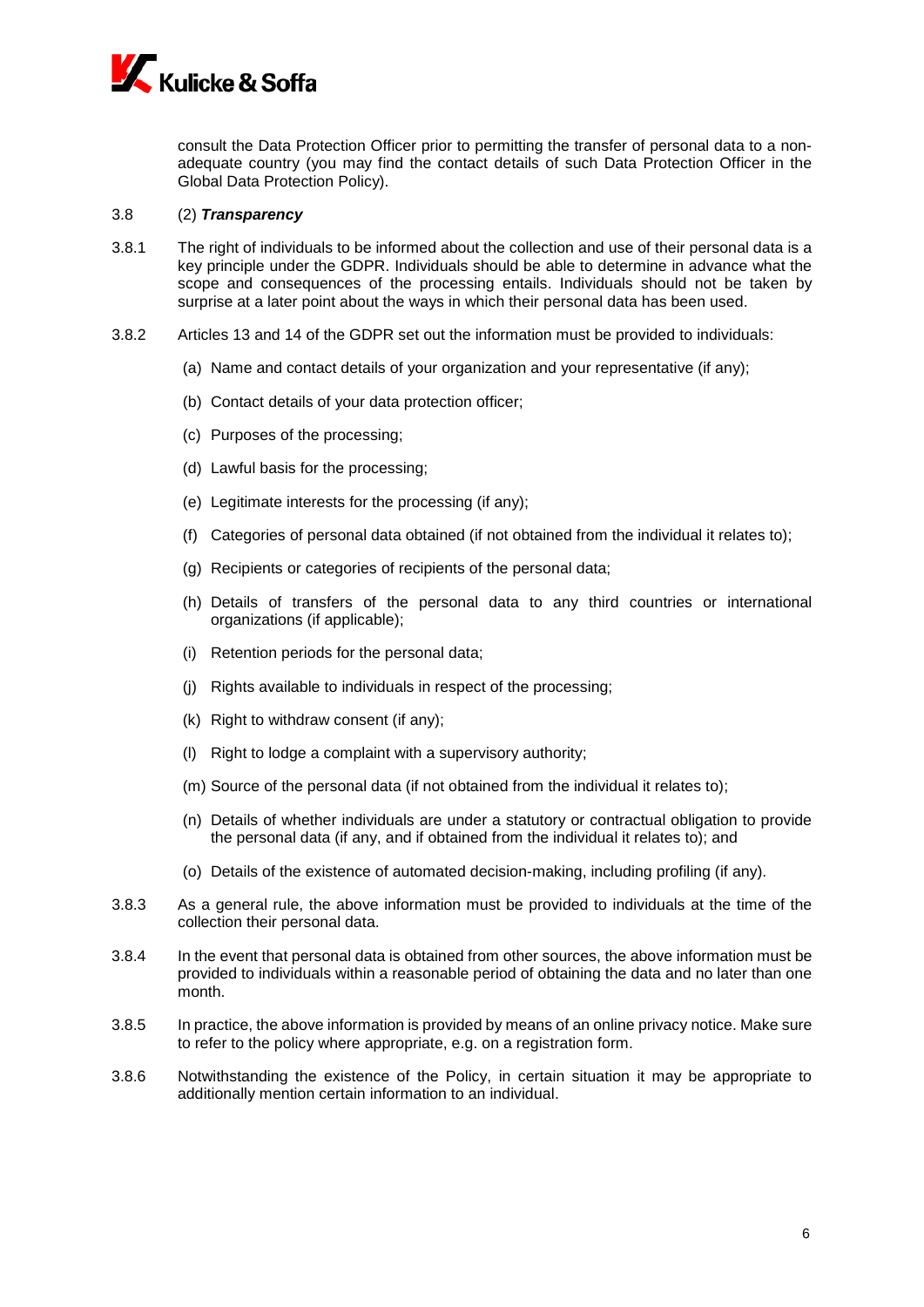consult the Data Protection Officer prior to permitting the transfer of personal data to a non-adequate country (you may find the contact details of such Data Protection Officer in the Global Data Protection Policy).

3.8 (2) ***Transparency***

3.8.1 The right of individuals to be informed about the collection and use of their personal data is a key principle under the GDPR. Individuals should be able to determine in advance what the scope and consequences of the processing entails. Individuals should not be taken by surprise at a later point about the ways in which their personal data has been used.

3.8.2 Articles 13 and 14 of the GDPR set out the information must be provided to individuals:

(a) Name and contact details of your organization and your representative (if any);

(b) Contact details of your data protection officer;

(c) Purposes of the processing;

(d) Lawful basis for the processing;

(e) Legitimate interests for the processing (if any);

(f) Categories of personal data obtained (if not obtained from the individual it relates to);

(g) Recipients or categories of recipients of the personal data;

(h) Details of transfers of the personal data to any third countries or international organizations (if applicable);

(i) Retention periods for the personal data;

(j) Rights available to individuals in respect of the processing;

(k) Right to withdraw consent (if any);

(l) Right to lodge a complaint with a supervisory authority;

(m) Source of the personal data (if not obtained from the individual it relates to);

(n) Details of whether individuals are under a statutory or contractual obligation to provide the personal data (if any, and if obtained from the individual it relates to); and

(o) Details of the existence of automated decision-making, including profiling (if any).

3.8.3 As a general rule, the above information must be provided to individuals at the time of the collection their personal data.

3.8.4 In the event that personal data is obtained from other sources, the above information must be provided to individuals within a reasonable period of obtaining the data and no later than one month.

3.8.5 In practice, the above information is provided by means of an online privacy notice. Make sure to refer to the policy where appropriate, e.g. on a registration form.

3.8.6 Notwithstanding the existence of the Policy, in certain situation it may be appropriate to additionally mention certain information to an individual.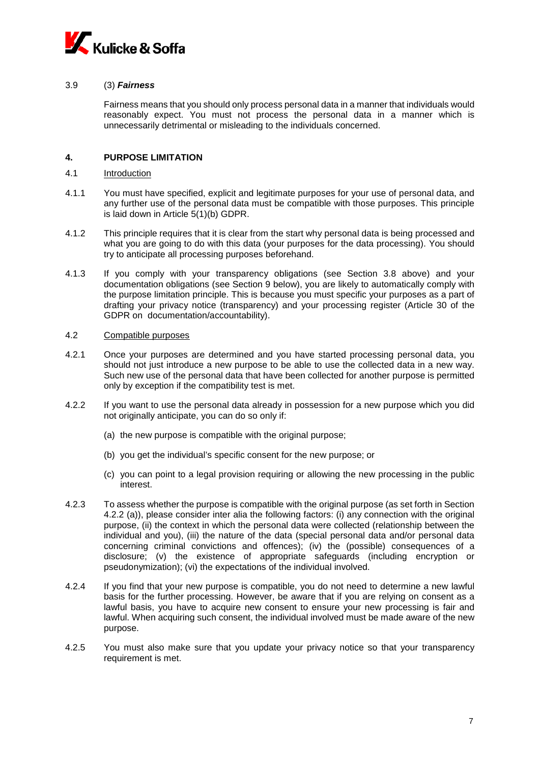3.9 (3) ***Fairness***

Fairness means that you should only process personal data in a manner that individuals would reasonably expect. You must not process the personal data in a manner which is unnecessarily detrimental or misleading to the individuals concerned.

## 4. PURPOSE LIMITATION

### 4.1 Introduction

4.1.1 You must have specified, explicit and legitimate purposes for your use of personal data, and any further use of the personal data must be compatible with those purposes. This principle is laid down in Article 5(1)(b) GDPR.

4.1.2 This principle requires that it is clear from the start why personal data is being processed and what you are going to do with this data (your purposes for the data processing). You should try to anticipate all processing purposes beforehand.

4.1.3 If you comply with your transparency obligations (see Section 3.8 above) and your documentation obligations (see Section 9 below), you are likely to automatically comply with the purpose limitation principle. This is because you must specific your purposes as a part of drafting your privacy notice (transparency) and your processing register (Article 30 of the GDPR on documentation/accountability).

### 4.2 Compatible purposes

4.2.1 Once your purposes are determined and you have started processing personal data, you should not just introduce a new purpose to be able to use the collected data in a new way. Such new use of the personal data that have been collected for another purpose is permitted only by exception if the compatibility test is met.

4.2.2 If you want to use the personal data already in possession for a new purpose which you did not originally anticipate, you can do so only if:

(a) the new purpose is compatible with the original purpose;

(b) you get the individual's specific consent for the new purpose; or

(c) you can point to a legal provision requiring or allowing the new processing in the public interest.

4.2.3 To assess whether the purpose is compatible with the original purpose (as set forth in Section 4.2.2 (a)), please consider inter alia the following factors: (i) any connection with the original purpose, (ii) the context in which the personal data were collected (relationship between the individual and you), (iii) the nature of the data (special personal data and/or personal data concerning criminal convictions and offences); (iv) the (possible) consequences of a disclosure; (v) the existence of appropriate safeguards (including encryption or pseudonymization); (vi) the expectations of the individual involved.

4.2.4 If you find that your new purpose is compatible, you do not need to determine a new lawful basis for the further processing. However, be aware that if you are relying on consent as a lawful basis, you have to acquire new consent to ensure your new processing is fair and lawful. When acquiring such consent, the individual involved must be made aware of the new purpose.

4.2.5 You must also make sure that you update your privacy notice so that your transparency requirement is met.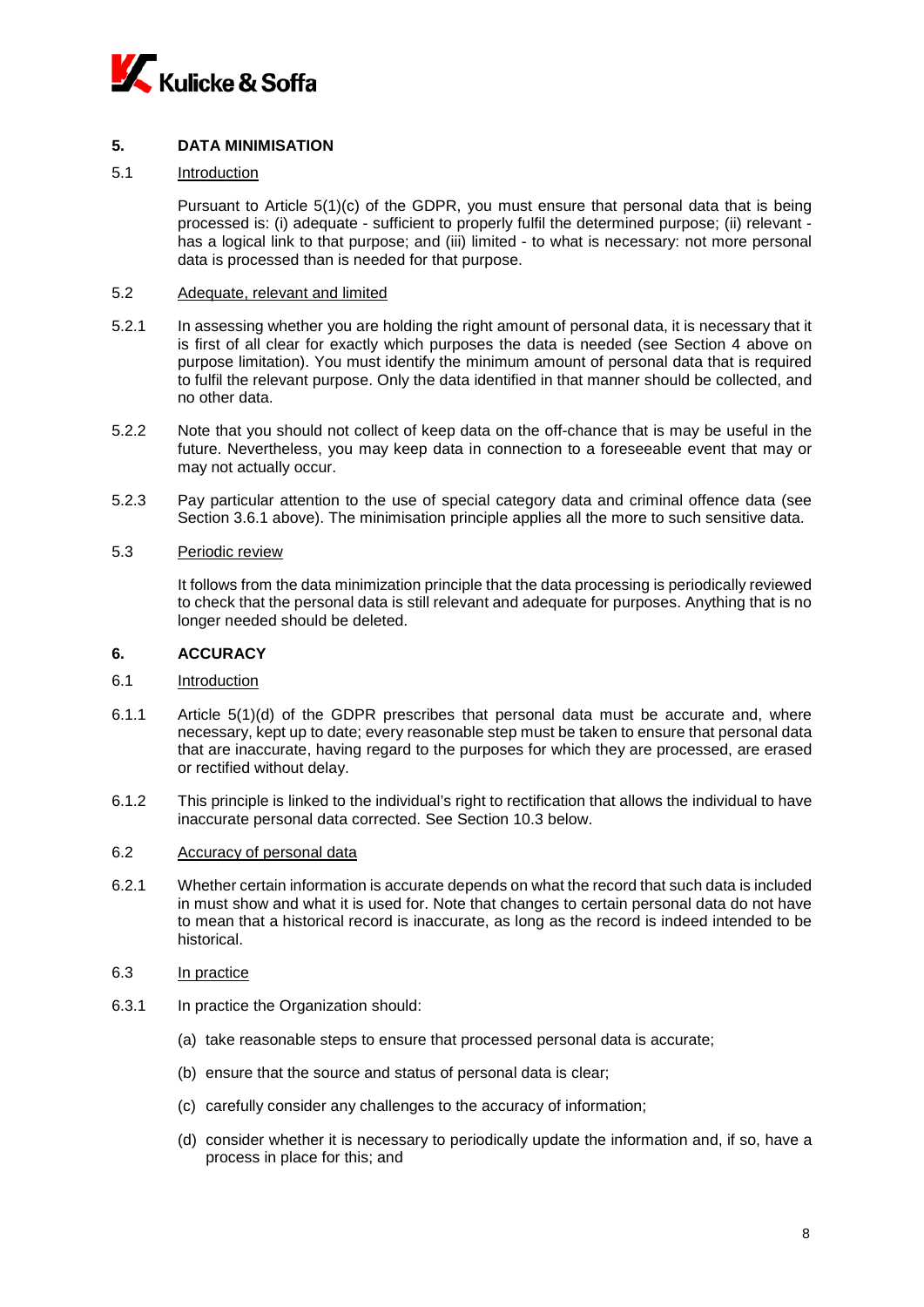## 5. DATA MINIMISATION

### 5.1 Introduction

Pursuant to Article 5(1)(c) of the GDPR, you must ensure that personal data that is being processed is: (i) adequate - sufficient to properly fulfil the determined purpose; (ii) relevant - has a logical link to that purpose; and (iii) limited - to what is necessary: not more personal data is processed than is needed for that purpose.

### 5.2 Adequate, relevant and limited

5.2.1 In assessing whether you are holding the right amount of personal data, it is necessary that it is first of all clear for exactly which purposes the data is needed (see Section 4 above on purpose limitation). You must identify the minimum amount of personal data that is required to fulfil the relevant purpose. Only the data identified in that manner should be collected, and no other data.

5.2.2 Note that you should not collect of keep data on the off-chance that is may be useful in the future. Nevertheless, you may keep data in connection to a foreseeable event that may or may not actually occur.

5.2.3 Pay particular attention to the use of special category data and criminal offence data (see Section 3.6.1 above). The minimisation principle applies all the more to such sensitive data.

### 5.3 Periodic review

It follows from the data minimization principle that the data processing is periodically reviewed to check that the personal data is still relevant and adequate for purposes. Anything that is no longer needed should be deleted.

## 6. ACCURACY

### 6.1 Introduction

6.1.1 Article 5(1)(d) of the GDPR prescribes that personal data must be accurate and, where necessary, kept up to date; every reasonable step must be taken to ensure that personal data that are inaccurate, having regard to the purposes for which they are processed, are erased or rectified without delay.

6.1.2 This principle is linked to the individual's right to rectification that allows the individual to have inaccurate personal data corrected. See Section 10.3 below.

### 6.2 Accuracy of personal data

6.2.1 Whether certain information is accurate depends on what the record that such data is included in must show and what it is used for. Note that changes to certain personal data do not have to mean that a historical record is inaccurate, as long as the record is indeed intended to be historical.

### 6.3 In practice

6.3.1 In practice the Organization should:

(a) take reasonable steps to ensure that processed personal data is accurate;

(b) ensure that the source and status of personal data is clear;

(c) carefully consider any challenges to the accuracy of information;

(d) consider whether it is necessary to periodically update the information and, if so, have a process in place for this; and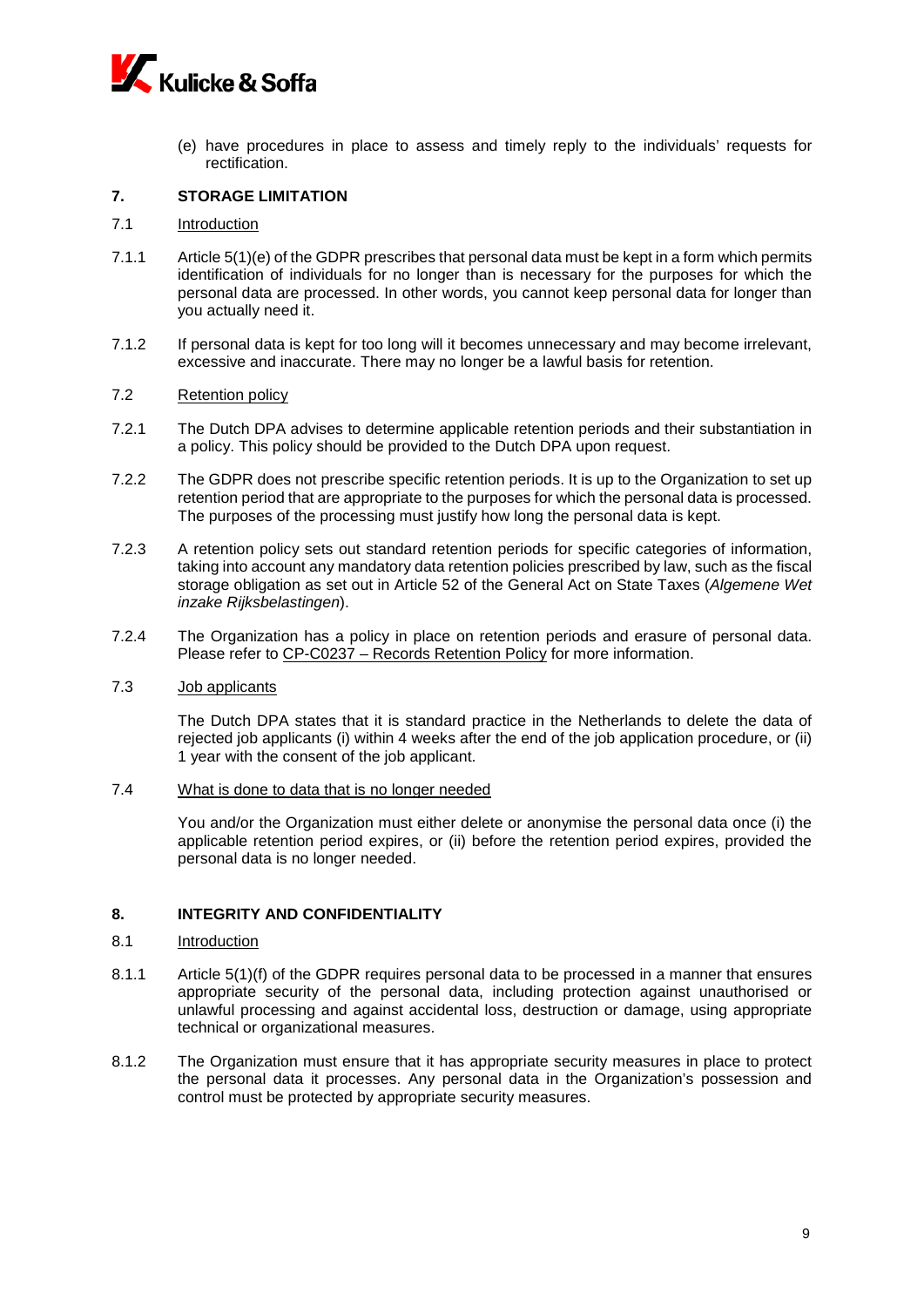(e) have procedures in place to assess and timely reply to the individuals' requests for rectification.

## 7. STORAGE LIMITATION

### 7.1 Introduction

7.1.1 Article 5(1)(e) of the GDPR prescribes that personal data must be kept in a form which permits identification of individuals for no longer than is necessary for the purposes for which the personal data are processed. In other words, you cannot keep personal data for longer than you actually need it.

7.1.2 If personal data is kept for too long will it becomes unnecessary and may become irrelevant, excessive and inaccurate. There may no longer be a lawful basis for retention.

### 7.2 Retention policy

7.2.1 The Dutch DPA advises to determine applicable retention periods and their substantiation in a policy. This policy should be provided to the Dutch DPA upon request.

7.2.2 The GDPR does not prescribe specific retention periods. It is up to the Organization to set up retention period that are appropriate to the purposes for which the personal data is processed. The purposes of the processing must justify how long the personal data is kept.

7.2.3 A retention policy sets out standard retention periods for specific categories of information, taking into account any mandatory data retention policies prescribed by law, such as the fiscal storage obligation as set out in Article 52 of the General Act on State Taxes (*Algemene Wet inzake Rijksbelastingen*).

7.2.4 The Organization has a policy in place on retention periods and erasure of personal data. Please refer to CP-C0237 – Records Retention Policy for more information.

### 7.3 Job applicants

The Dutch DPA states that it is standard practice in the Netherlands to delete the data of rejected job applicants (i) within 4 weeks after the end of the job application procedure, or (ii) 1 year with the consent of the job applicant.

### 7.4 What is done to data that is no longer needed

You and/or the Organization must either delete or anonymise the personal data once (i) the applicable retention period expires, or (ii) before the retention period expires, provided the personal data is no longer needed.

## 8. INTEGRITY AND CONFIDENTIALITY

### 8.1 Introduction

8.1.1 Article 5(1)(f) of the GDPR requires personal data to be processed in a manner that ensures appropriate security of the personal data, including protection against unauthorised or unlawful processing and against accidental loss, destruction or damage, using appropriate technical or organizational measures.

8.1.2 The Organization must ensure that it has appropriate security measures in place to protect the personal data it processes. Any personal data in the Organization's possession and control must be protected by appropriate security measures.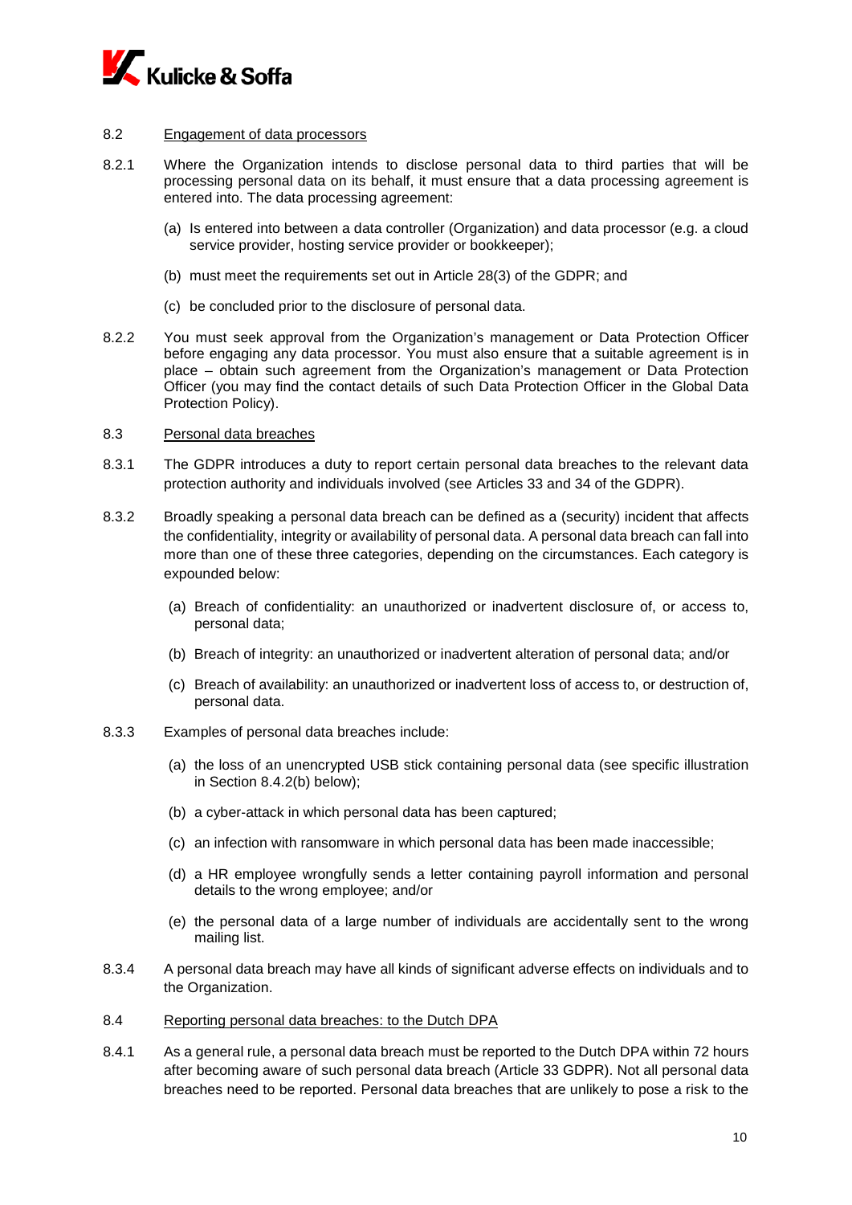### 8.2 Engagement of data processors

8.2.1 Where the Organization intends to disclose personal data to third parties that will be processing personal data on its behalf, it must ensure that a data processing agreement is entered into. The data processing agreement:

(a) Is entered into between a data controller (Organization) and data processor (e.g. a cloud service provider, hosting service provider or bookkeeper);

(b) must meet the requirements set out in Article 28(3) of the GDPR; and

(c) be concluded prior to the disclosure of personal data.

8.2.2 You must seek approval from the Organization's management or Data Protection Officer before engaging any data processor. You must also ensure that a suitable agreement is in place – obtain such agreement from the Organization's management or Data Protection Officer (you may find the contact details of such Data Protection Officer in the Global Data Protection Policy).

### 8.3 Personal data breaches

8.3.1 The GDPR introduces a duty to report certain personal data breaches to the relevant data protection authority and individuals involved (see Articles 33 and 34 of the GDPR).

8.3.2 Broadly speaking a personal data breach can be defined as a (security) incident that affects the confidentiality, integrity or availability of personal data. A personal data breach can fall into more than one of these three categories, depending on the circumstances. Each category is expounded below:

(a) Breach of confidentiality: an unauthorized or inadvertent disclosure of, or access to, personal data;

(b) Breach of integrity: an unauthorized or inadvertent alteration of personal data; and/or

(c) Breach of availability: an unauthorized or inadvertent loss of access to, or destruction of, personal data.

8.3.3 Examples of personal data breaches include:

(a) the loss of an unencrypted USB stick containing personal data (see specific illustration in Section 8.4.2(b) below);

(b) a cyber-attack in which personal data has been captured;

(c) an infection with ransomware in which personal data has been made inaccessible;

(d) a HR employee wrongfully sends a letter containing payroll information and personal details to the wrong employee; and/or

(e) the personal data of a large number of individuals are accidentally sent to the wrong mailing list.

8.3.4 A personal data breach may have all kinds of significant adverse effects on individuals and to the Organization.

### 8.4 Reporting personal data breaches: to the Dutch DPA

8.4.1 As a general rule, a personal data breach must be reported to the Dutch DPA within 72 hours after becoming aware of such personal data breach (Article 33 GDPR). Not all personal data breaches need to be reported. Personal data breaches that are unlikely to pose a risk to the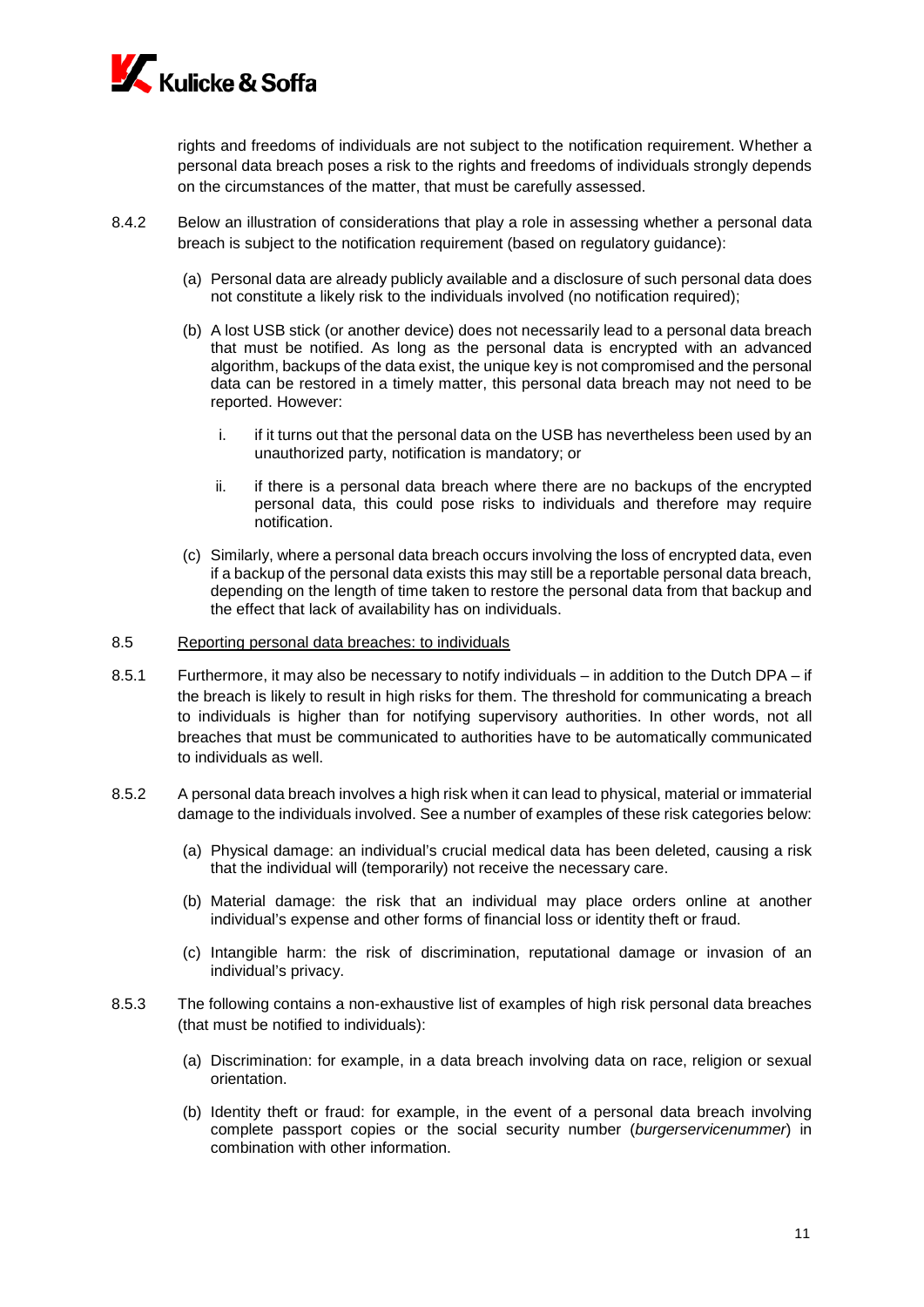rights and freedoms of individuals are not subject to the notification requirement. Whether a personal data breach poses a risk to the rights and freedoms of individuals strongly depends on the circumstances of the matter, that must be carefully assessed.

8.4.2 Below an illustration of considerations that play a role in assessing whether a personal data breach is subject to the notification requirement (based on regulatory guidance):

(a) Personal data are already publicly available and a disclosure of such personal data does not constitute a likely risk to the individuals involved (no notification required);

(b) A lost USB stick (or another device) does not necessarily lead to a personal data breach that must be notified. As long as the personal data is encrypted with an advanced algorithm, backups of the data exist, the unique key is not compromised and the personal data can be restored in a timely matter, this personal data breach may not need to be reported. However:

i. if it turns out that the personal data on the USB has nevertheless been used by an unauthorized party, notification is mandatory; or

ii. if there is a personal data breach where there are no backups of the encrypted personal data, this could pose risks to individuals and therefore may require notification.

(c) Similarly, where a personal data breach occurs involving the loss of encrypted data, even if a backup of the personal data exists this may still be a reportable personal data breach, depending on the length of time taken to restore the personal data from that backup and the effect that lack of availability has on individuals.

8.5 <u>Reporting personal data breaches: to individuals</u>

8.5.1 Furthermore, it may also be necessary to notify individuals – in addition to the Dutch DPA – if the breach is likely to result in high risks for them. The threshold for communicating a breach to individuals is higher than for notifying supervisory authorities. In other words, not all breaches that must be communicated to authorities have to be automatically communicated to individuals as well.

8.5.2 A personal data breach involves a high risk when it can lead to physical, material or immaterial damage to the individuals involved. See a number of examples of these risk categories below:

(a) Physical damage: an individual's crucial medical data has been deleted, causing a risk that the individual will (temporarily) not receive the necessary care.

(b) Material damage: the risk that an individual may place orders online at another individual's expense and other forms of financial loss or identity theft or fraud.

(c) Intangible harm: the risk of discrimination, reputational damage or invasion of an individual's privacy.

8.5.3 The following contains a non-exhaustive list of examples of high risk personal data breaches (that must be notified to individuals):

(a) Discrimination: for example, in a data breach involving data on race, religion or sexual orientation.

(b) Identity theft or fraud: for example, in the event of a personal data breach involving complete passport copies or the social security number (*burgerservicenummer*) in combination with other information.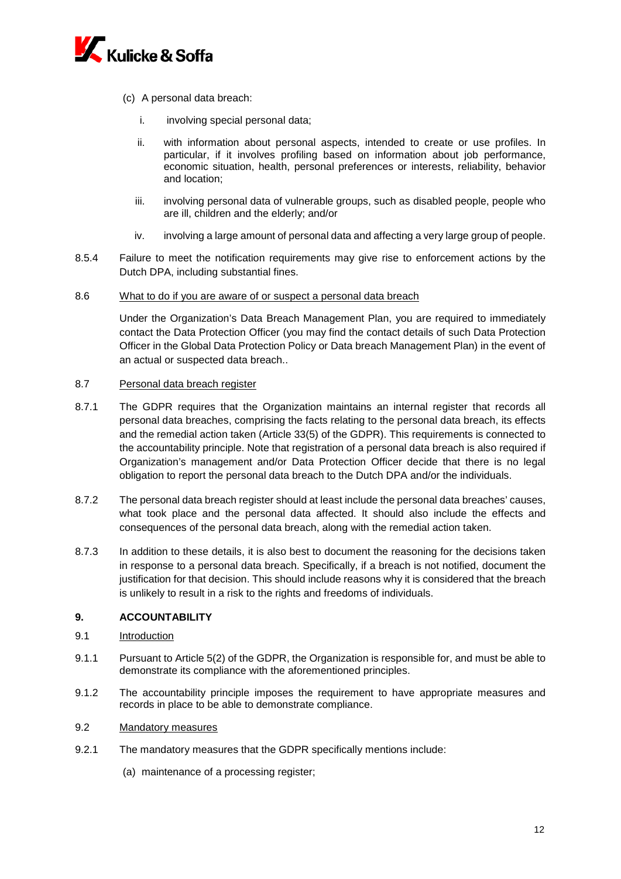(c) A personal data breach:

   i. involving special personal data;

   ii. with information about personal aspects, intended to create or use profiles. In particular, if it involves profiling based on information about job performance, economic situation, health, personal preferences or interests, reliability, behavior and location;

   iii. involving personal data of vulnerable groups, such as disabled people, people who are ill, children and the elderly; and/or

   iv. involving a large amount of personal data and affecting a very large group of people.

8.5.4 Failure to meet the notification requirements may give rise to enforcement actions by the Dutch DPA, including substantial fines.

8.6 <u>What to do if you are aware of or suspect a personal data breach</u>

Under the Organization's Data Breach Management Plan, you are required to immediately contact the Data Protection Officer (you may find the contact details of such Data Protection Officer in the Global Data Protection Policy or Data breach Management Plan) in the event of an actual or suspected data breach..

8.7 <u>Personal data breach register</u>

8.7.1 The GDPR requires that the Organization maintains an internal register that records all personal data breaches, comprising the facts relating to the personal data breach, its effects and the remedial action taken (Article 33(5) of the GDPR). This requirements is connected to the accountability principle. Note that registration of a personal data breach is also required if Organization's management and/or Data Protection Officer decide that there is no legal obligation to report the personal data breach to the Dutch DPA and/or the individuals.

8.7.2 The personal data breach register should at least include the personal data breaches' causes, what took place and the personal data affected. It should also include the effects and consequences of the personal data breach, along with the remedial action taken.

8.7.3 In addition to these details, it is also best to document the reasoning for the decisions taken in response to a personal data breach. Specifically, if a breach is not notified, document the justification for that decision. This should include reasons why it is considered that the breach is unlikely to result in a risk to the rights and freedoms of individuals.

## 9. ACCOUNTABILITY

9.1 <u>Introduction</u>

9.1.1 Pursuant to Article 5(2) of the GDPR, the Organization is responsible for, and must be able to demonstrate its compliance with the aforementioned principles.

9.1.2 The accountability principle imposes the requirement to have appropriate measures and records in place to be able to demonstrate compliance.

9.2 <u>Mandatory measures</u>

9.2.1 The mandatory measures that the GDPR specifically mentions include:

(a) maintenance of a processing register;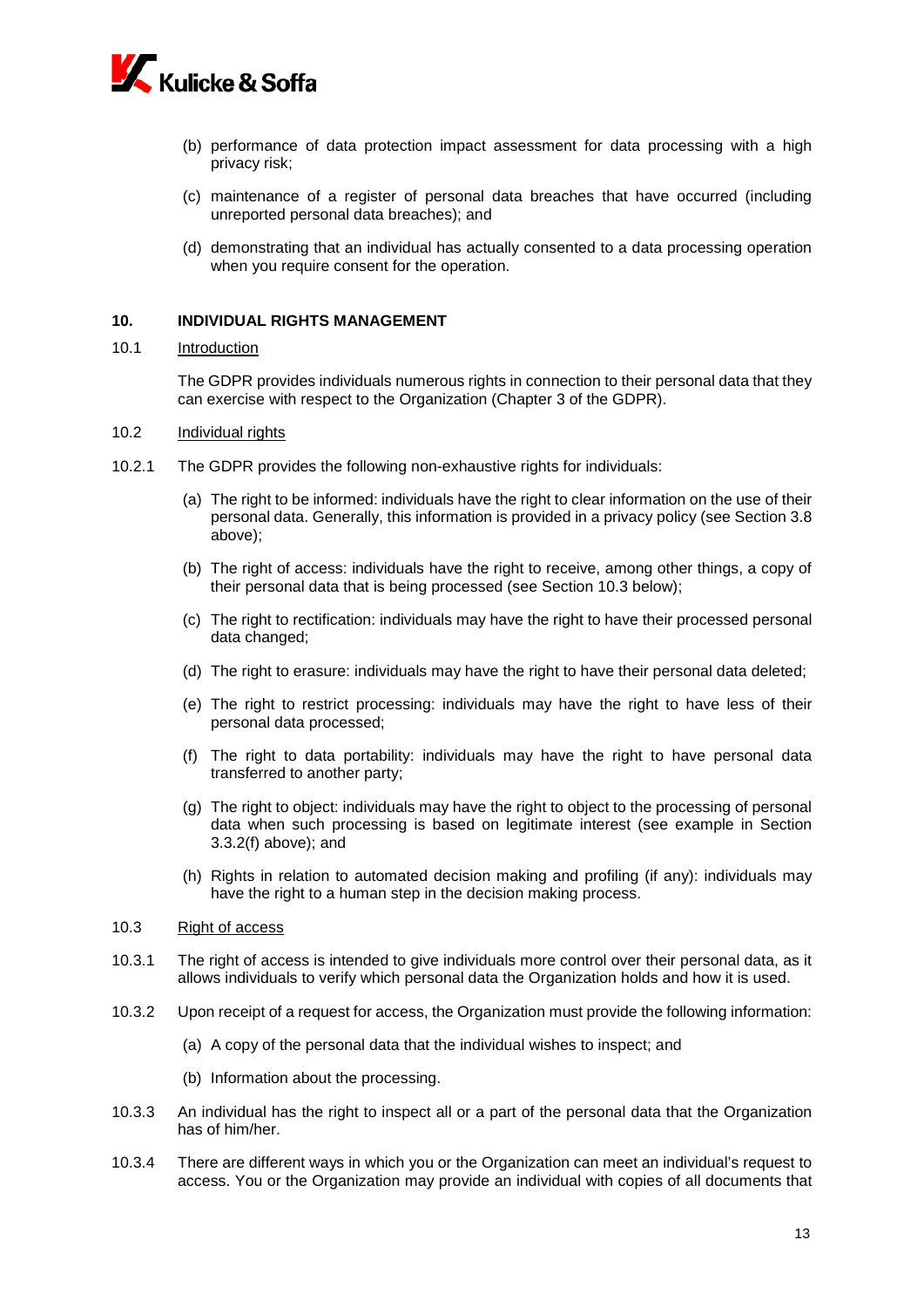(b) performance of data protection impact assessment for data processing with a high privacy risk;

(c) maintenance of a register of personal data breaches that have occurred (including unreported personal data breaches); and

(d) demonstrating that an individual has actually consented to a data processing operation when you require consent for the operation.

## 10. INDIVIDUAL RIGHTS MANAGEMENT

### 10.1 Introduction

The GDPR provides individuals numerous rights in connection to their personal data that they can exercise with respect to the Organization (Chapter 3 of the GDPR).

### 10.2 Individual rights

10.2.1 The GDPR provides the following non-exhaustive rights for individuals:

(a) The right to be informed: individuals have the right to clear information on the use of their personal data. Generally, this information is provided in a privacy policy (see Section 3.8 above);

(b) The right of access: individuals have the right to receive, among other things, a copy of their personal data that is being processed (see Section 10.3 below);

(c) The right to rectification: individuals may have the right to have their processed personal data changed;

(d) The right to erasure: individuals may have the right to have their personal data deleted;

(e) The right to restrict processing: individuals may have the right to have less of their personal data processed;

(f) The right to data portability: individuals may have the right to have personal data transferred to another party;

(g) The right to object: individuals may have the right to object to the processing of personal data when such processing is based on legitimate interest (see example in Section 3.3.2(f) above); and

(h) Rights in relation to automated decision making and profiling (if any): individuals may have the right to a human step in the decision making process.

### 10.3 Right of access

10.3.1 The right of access is intended to give individuals more control over their personal data, as it allows individuals to verify which personal data the Organization holds and how it is used.

10.3.2 Upon receipt of a request for access, the Organization must provide the following information:

(a) A copy of the personal data that the individual wishes to inspect; and

(b) Information about the processing.

10.3.3 An individual has the right to inspect all or a part of the personal data that the Organization has of him/her.

10.3.4 There are different ways in which you or the Organization can meet an individual's request to access. You or the Organization may provide an individual with copies of all documents that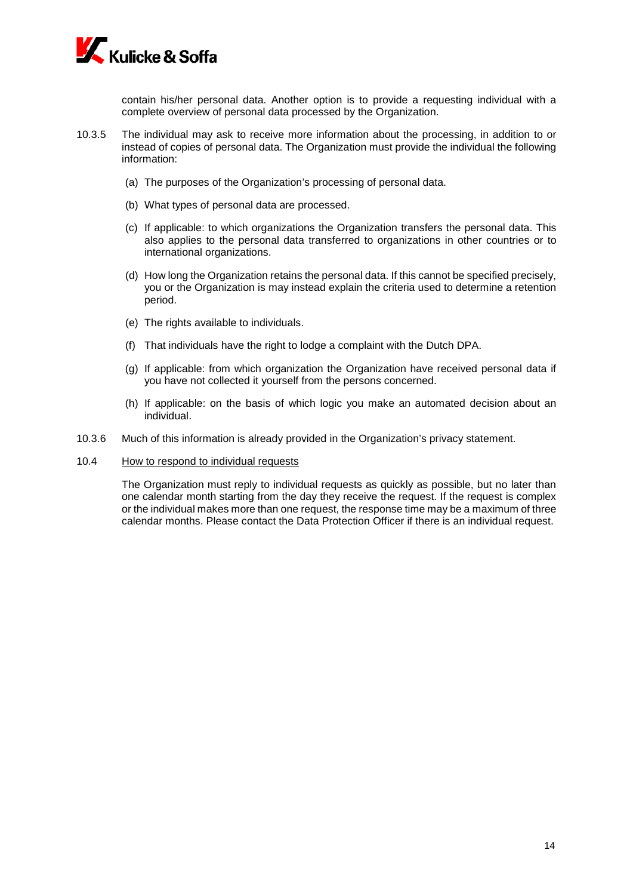contain his/her personal data. Another option is to provide a requesting individual with a complete overview of personal data processed by the Organization.

10.3.5 The individual may ask to receive more information about the processing, in addition to or instead of copies of personal data. The Organization must provide the individual the following information:

(a) The purposes of the Organization's processing of personal data.

(b) What types of personal data are processed.

(c) If applicable: to which organizations the Organization transfers the personal data. This also applies to the personal data transferred to organizations in other countries or to international organizations.

(d) How long the Organization retains the personal data. If this cannot be specified precisely, you or the Organization is may instead explain the criteria used to determine a retention period.

(e) The rights available to individuals.

(f) That individuals have the right to lodge a complaint with the Dutch DPA.

(g) If applicable: from which organization the Organization have received personal data if you have not collected it yourself from the persons concerned.

(h) If applicable: on the basis of which logic you make an automated decision about an individual.

10.3.6 Much of this information is already provided in the Organization's privacy statement.

10.4 <u>How to respond to individual requests</u>

The Organization must reply to individual requests as quickly as possible, but no later than one calendar month starting from the day they receive the request. If the request is complex or the individual makes more than one request, the response time may be a maximum of three calendar months. Please contact the Data Protection Officer if there is an individual request.